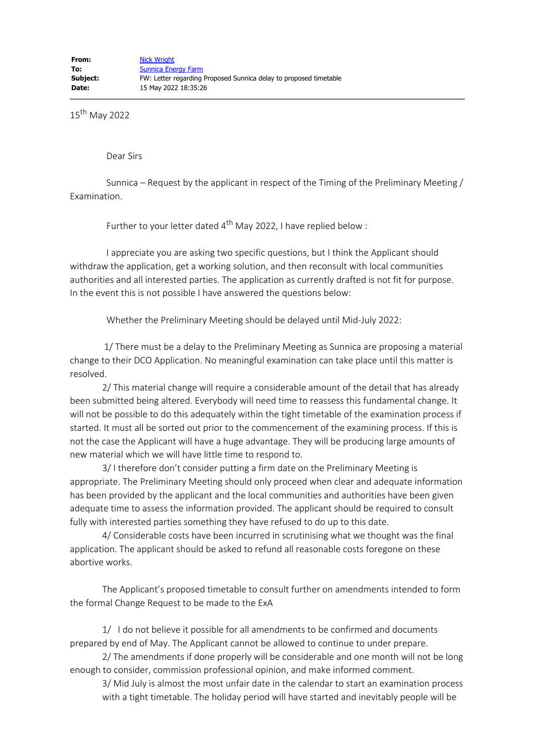**From:** Nick Wright
**To:** Sunnica Energy Farm
**Subject:** FW: Letter regarding Proposed Sunnica delay to proposed timetable
**Date:** 15 May 2022 18:35:26

---

15th May 2022

Dear Sirs

Sunnica – Request by the applicant in respect of the Timing of the Preliminary Meeting / Examination.

Further to your letter dated 4th May 2022, I have replied below :

I appreciate you are asking two specific questions, but I think the Applicant should withdraw the application, get a working solution, and then reconsult with local communities authorities and all interested parties. The application as currently drafted is not fit for purpose. In the event this is not possible I have answered the questions below:

Whether the Preliminary Meeting should be delayed until Mid-July 2022:

1/ There must be a delay to the Preliminary Meeting as Sunnica are proposing a material change to their DCO Application. No meaningful examination can take place until this matter is resolved.

2/ This material change will require a considerable amount of the detail that has already been submitted being altered. Everybody will need time to reassess this fundamental change. It will not be possible to do this adequately within the tight timetable of the examination process if started. It must all be sorted out prior to the commencement of the examining process. If this is not the case the Applicant will have a huge advantage. They will be producing large amounts of new material which we will have little time to respond to.

3/ I therefore don't consider putting a firm date on the Preliminary Meeting is appropriate. The Preliminary Meeting should only proceed when clear and adequate information has been provided by the applicant and the local communities and authorities have been given adequate time to assess the information provided. The applicant should be required to consult fully with interested parties something they have refused to do up to this date.

4/ Considerable costs have been incurred in scrutinising what we thought was the final application. The applicant should be asked to refund all reasonable costs foregone on these abortive works.

The Applicant's proposed timetable to consult further on amendments intended to form the formal Change Request to be made to the ExA

1/ I do not believe it possible for all amendments to be confirmed and documents prepared by end of May. The Applicant cannot be allowed to continue to under prepare.

2/ The amendments if done properly will be considerable and one month will not be long enough to consider, commission professional opinion, and make informed comment.

3/ Mid July is almost the most unfair date in the calendar to start an examination process with a tight timetable. The holiday period will have started and inevitably people will be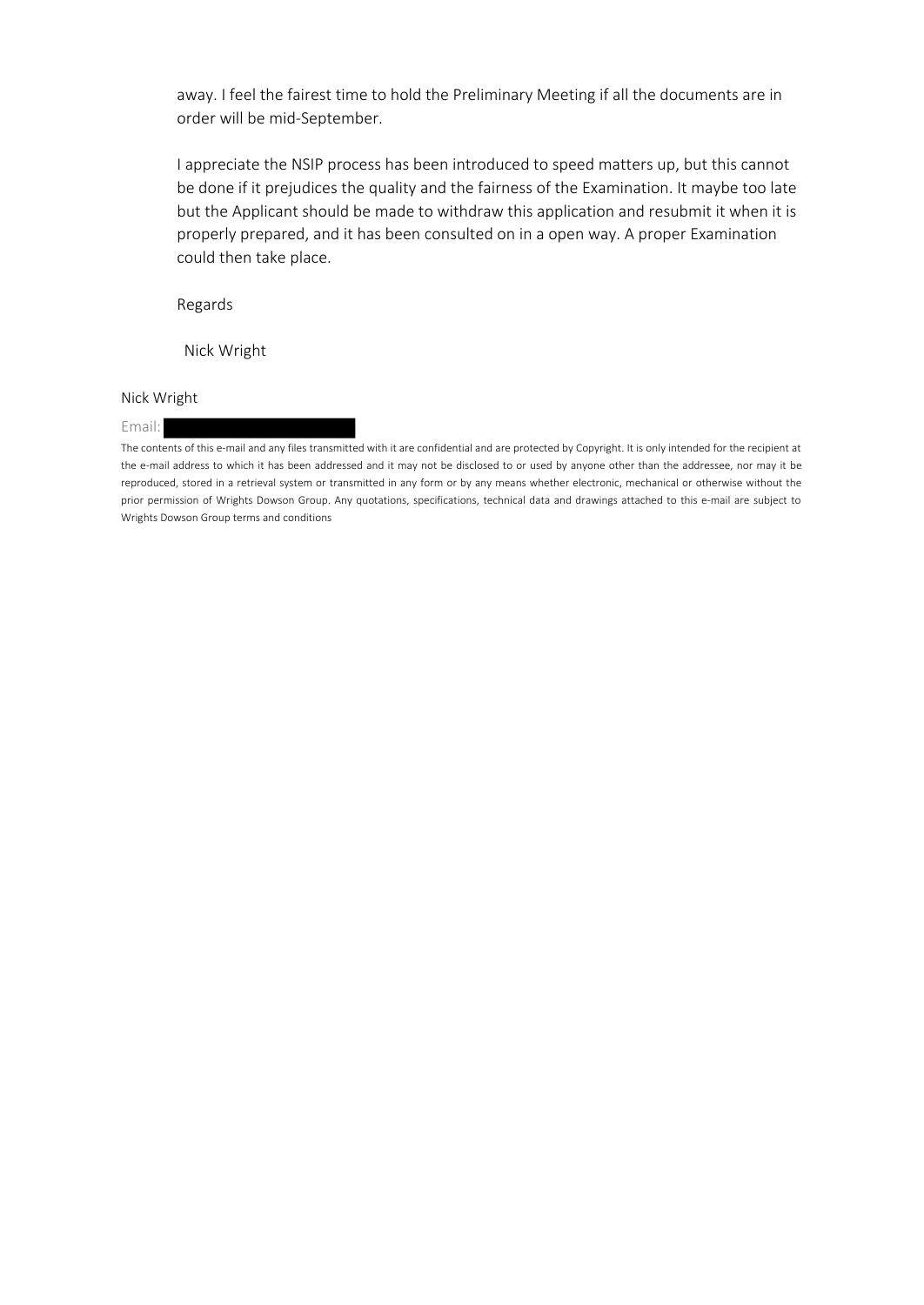away. I feel the fairest time to hold the Preliminary Meeting if all the documents are in order will be mid-September.

I appreciate the NSIP process has been introduced to speed matters up, but this cannot be done if it prejudices the quality and the fairness of the Examination. It maybe too late but the Applicant should be made to withdraw this application and resubmit it when it is properly prepared, and it has been consulted on in a open way. A proper Examination could then take place.

Regards

Nick Wright

Nick Wright

Email:

The contents of this e-mail and any files transmitted with it are confidential and are protected by Copyright. It is only intended for the recipient at the e-mail address to which it has been addressed and it may not be disclosed to or used by anyone other than the addressee, nor may it be reproduced, stored in a retrieval system or transmitted in any form or by any means whether electronic, mechanical or otherwise without the prior permission of Wrights Dowson Group. Any quotations, specifications, technical data and drawings attached to this e-mail are subject to Wrights Dowson Group terms and conditions